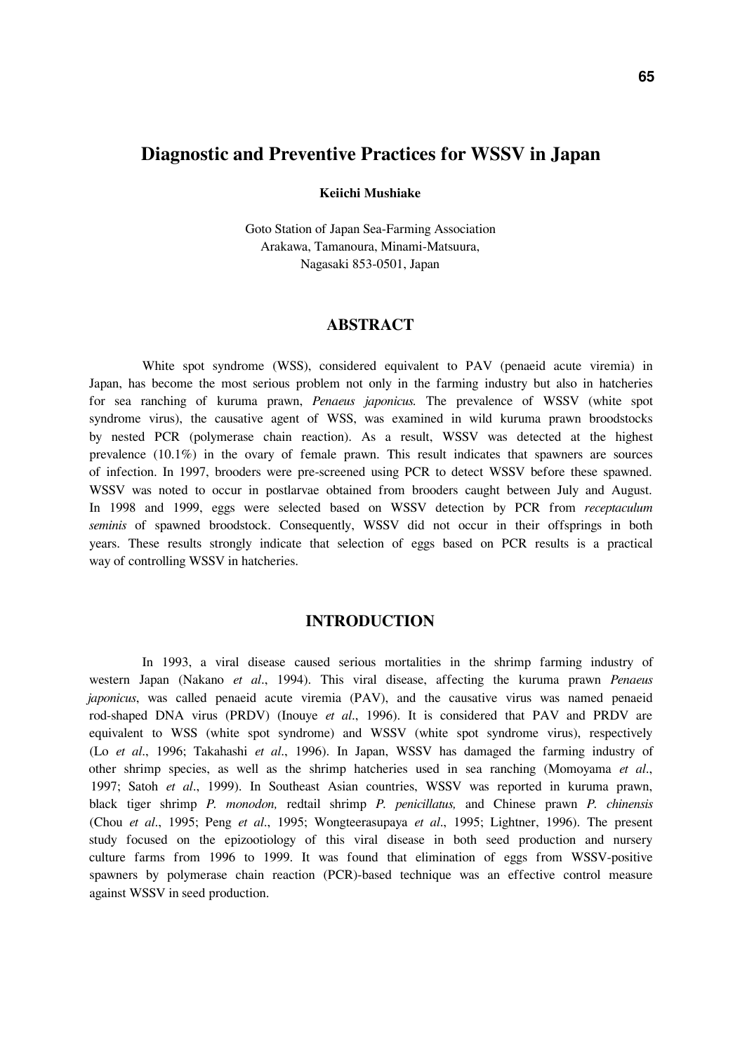# Diagnostic and Preventive Practices for WSSV in Japan

**Keiichi Mushiake**

Goto Station of Japan Sea-Farming Association
Arakawa, Tamanoura, Minami-Matsuura,
Nagasaki 853-0501, Japan

## ABSTRACT

White spot syndrome (WSS), considered equivalent to PAV (penaeid acute viremia) in Japan, has become the most serious problem not only in the farming industry but also in hatcheries for sea ranching of kuruma prawn, *Penaeus japonicus.* The prevalence of WSSV (white spot syndrome virus), the causative agent of WSS, was examined in wild kuruma prawn broodstocks by nested PCR (polymerase chain reaction). As a result, WSSV was detected at the highest prevalence (10.1%) in the ovary of female prawn. This result indicates that spawners are sources of infection. In 1997, brooders were pre-screened using PCR to detect WSSV before these spawned. WSSV was noted to occur in postlarvae obtained from brooders caught between July and August. In 1998 and 1999, eggs were selected based on WSSV detection by PCR from *receptaculum seminis* of spawned broodstock. Consequently, WSSV did not occur in their offsprings in both years. These results strongly indicate that selection of eggs based on PCR results is a practical way of controlling WSSV in hatcheries.

## INTRODUCTION

In 1993, a viral disease caused serious mortalities in the shrimp farming industry of western Japan (Nakano *et al*., 1994). This viral disease, affecting the kuruma prawn *Penaeus japonicus*, was called penaeid acute viremia (PAV), and the causative virus was named penaeid rod-shaped DNA virus (PRDV) (Inouye *et al*., 1996). It is considered that PAV and PRDV are equivalent to WSS (white spot syndrome) and WSSV (white spot syndrome virus), respectively (Lo *et al*., 1996; Takahashi *et al*., 1996). In Japan, WSSV has damaged the farming industry of other shrimp species, as well as the shrimp hatcheries used in sea ranching (Momoyama *et al*., 1997; Satoh *et al*., 1999). In Southeast Asian countries, WSSV was reported in kuruma prawn, black tiger shrimp *P. monodon,* redtail shrimp *P. penicillatus,* and Chinese prawn *P. chinensis* (Chou *et al*., 1995; Peng *et al*., 1995; Wongteerasupaya *et al*., 1995; Lightner, 1996). The present study focused on the epizootiology of this viral disease in both seed production and nursery culture farms from 1996 to 1999. It was found that elimination of eggs from WSSV-positive spawners by polymerase chain reaction (PCR)-based technique was an effective control measure against WSSV in seed production.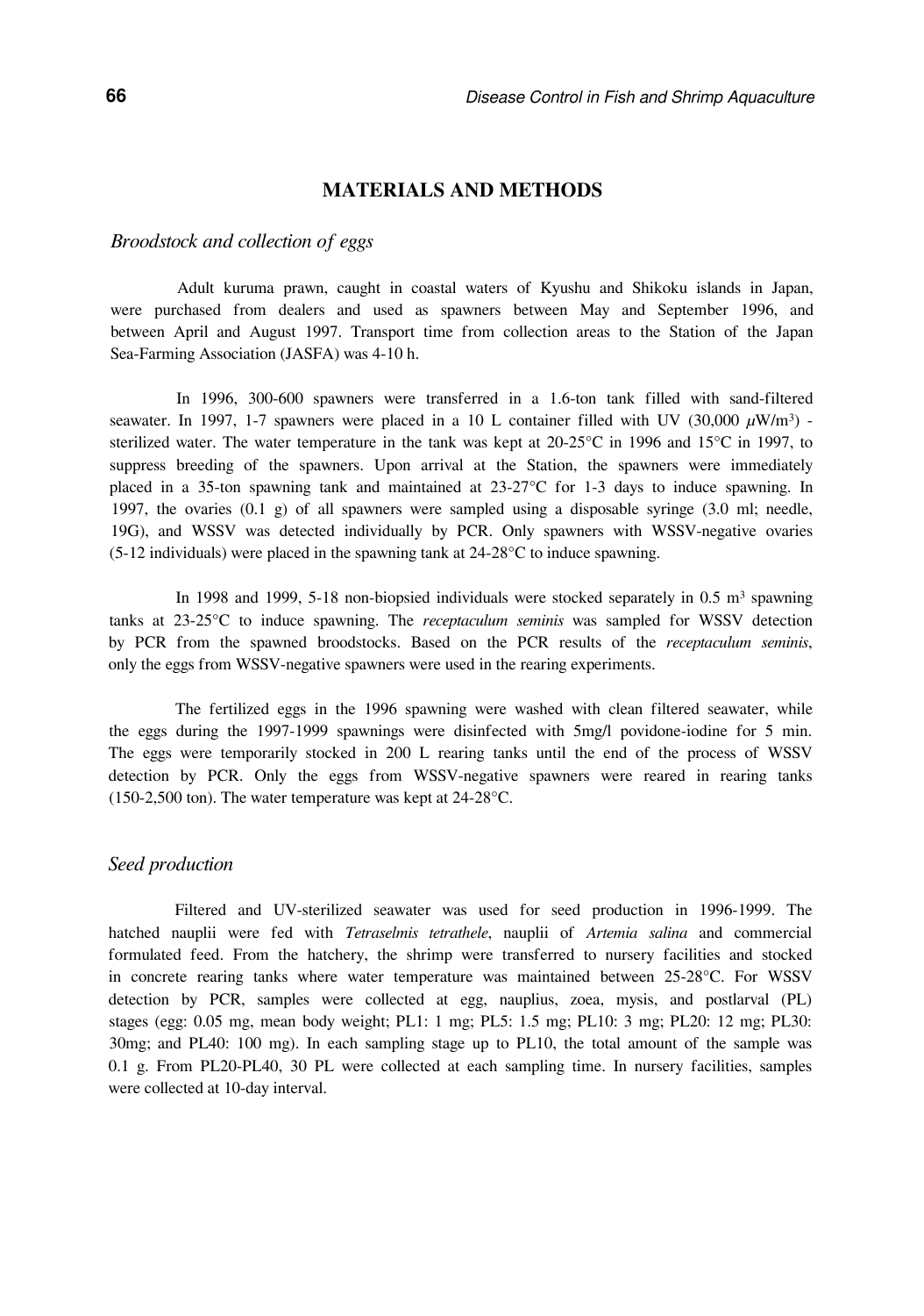## MATERIALS AND METHODS

### *Broodstock and collection of eggs*

Adult kuruma prawn, caught in coastal waters of Kyushu and Shikoku islands in Japan, were purchased from dealers and used as spawners between May and September 1996, and between April and August 1997. Transport time from collection areas to the Station of the Japan Sea-Farming Association (JASFA) was 4-10 h.

In 1996, 300-600 spawners were transferred in a 1.6-ton tank filled with sand-filtered seawater. In 1997, 1-7 spawners were placed in a 10 L container filled with UV (30,000 $\mu W/m^3$) - sterilized water. The water temperature in the tank was kept at 20-25°C in 1996 and 15°C in 1997, to suppress breeding of the spawners. Upon arrival at the Station, the spawners were immediately placed in a 35-ton spawning tank and maintained at 23-27°C for 1-3 days to induce spawning. In 1997, the ovaries (0.1 g) of all spawners were sampled using a disposable syringe (3.0 ml; needle, 19G), and WSSV was detected individually by PCR. Only spawners with WSSV-negative ovaries (5-12 individuals) were placed in the spawning tank at 24-28°C to induce spawning.

In 1998 and 1999, 5-18 non-biopsied individuals were stocked separately in 0.5 $m^3$ spawning tanks at 23-25°C to induce spawning. The *receptaculum seminis* was sampled for WSSV detection by PCR from the spawned broodstocks. Based on the PCR results of the *receptaculum seminis*, only the eggs from WSSV-negative spawners were used in the rearing experiments.

The fertilized eggs in the 1996 spawning were washed with clean filtered seawater, while the eggs during the 1997-1999 spawnings were disinfected with 5mg/l povidone-iodine for 5 min. The eggs were temporarily stocked in 200 L rearing tanks until the end of the process of WSSV detection by PCR. Only the eggs from WSSV-negative spawners were reared in rearing tanks (150-2,500 ton). The water temperature was kept at 24-28°C.

### *Seed production*

Filtered and UV-sterilized seawater was used for seed production in 1996-1999. The hatched nauplii were fed with *Tetraselmis tetrathele*, nauplii of *Artemia salina* and commercial formulated feed. From the hatchery, the shrimp were transferred to nursery facilities and stocked in concrete rearing tanks where water temperature was maintained between 25-28°C. For WSSV detection by PCR, samples were collected at egg, nauplius, zoea, mysis, and postlarval (PL) stages (egg: 0.05 mg, mean body weight; PL1: 1 mg; PL5: 1.5 mg; PL10: 3 mg; PL20: 12 mg; PL30: 30mg; and PL40: 100 mg). In each sampling stage up to PL10, the total amount of the sample was 0.1 g. From PL20-PL40, 30 PL were collected at each sampling time. In nursery facilities, samples were collected at 10-day interval.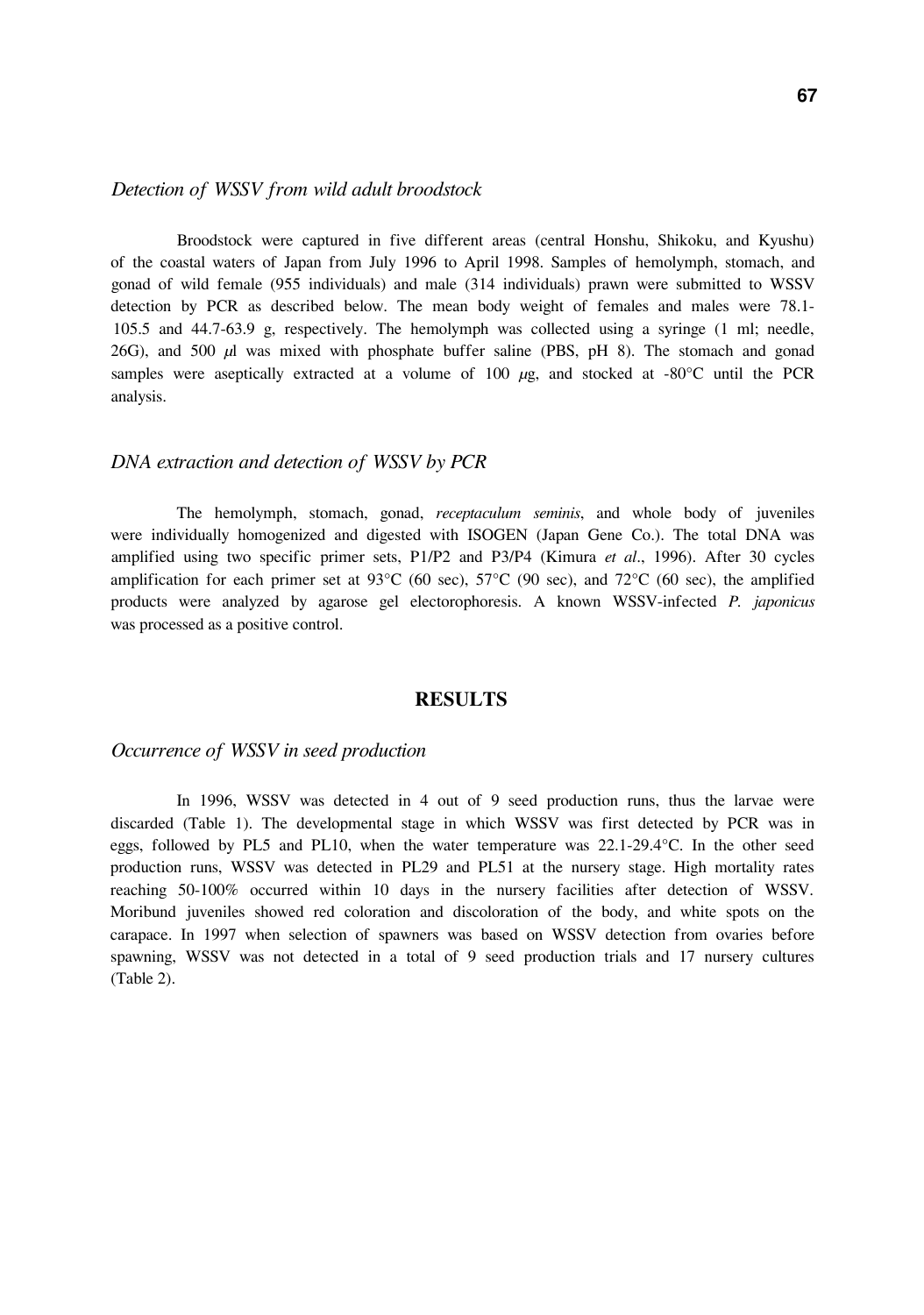### *Detection of WSSV from wild adult broodstock*

Broodstock were captured in five different areas (central Honshu, Shikoku, and Kyushu) of the coastal waters of Japan from July 1996 to April 1998. Samples of hemolymph, stomach, and gonad of wild female (955 individuals) and male (314 individuals) prawn were submitted to WSSV detection by PCR as described below. The mean body weight of females and males were 78.1-105.5 and 44.7-63.9 g, respectively. The hemolymph was collected using a syringe (1 ml; needle, 26G), and 500 $\mu$l was mixed with phosphate buffer saline (PBS, pH 8). The stomach and gonad samples were aseptically extracted at a volume of 100 $\mu$g, and stocked at -80°C until the PCR analysis.

### *DNA extraction and detection of WSSV by PCR*

The hemolymph, stomach, gonad, *receptaculum seminis*, and whole body of juveniles were individually homogenized and digested with ISOGEN (Japan Gene Co.). The total DNA was amplified using two specific primer sets, P1/P2 and P3/P4 (Kimura *et al*., 1996). After 30 cycles amplification for each primer set at 93°C (60 sec), 57°C (90 sec), and 72°C (60 sec), the amplified products were analyzed by agarose gel electorophoresis. A known WSSV-infected *P. japonicus* was processed as a positive control.

## RESULTS

### *Occurrence of WSSV in seed production*

In 1996, WSSV was detected in 4 out of 9 seed production runs, thus the larvae were discarded (Table 1). The developmental stage in which WSSV was first detected by PCR was in eggs, followed by PL5 and PL10, when the water temperature was 22.1-29.4°C. In the other seed production runs, WSSV was detected in PL29 and PL51 at the nursery stage. High mortality rates reaching 50-100% occurred within 10 days in the nursery facilities after detection of WSSV. Moribund juveniles showed red coloration and discoloration of the body, and white spots on the carapace. In 1997 when selection of spawners was based on WSSV detection from ovaries before spawning, WSSV was not detected in a total of 9 seed production trials and 17 nursery cultures (Table 2).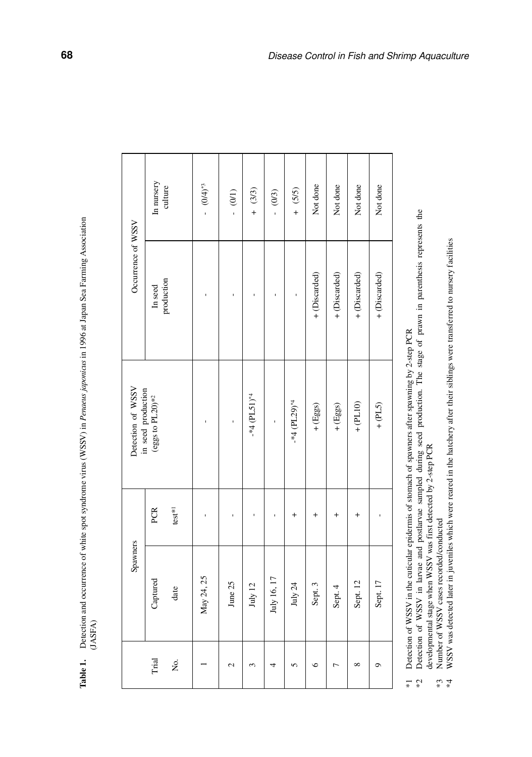**Table 1.** Detection and occurrence of white spot syndrome virus (WSSV) in *Penaeus japonicus* in 1996 at Japan Sea Farming Association (JASFA)

| Trial No. | Spawners | | Detection of WSSV in seed production (eggs to PL20)[*2] | Occurrence of WSSV | |
|---|---|---|---|---|---|
| | Captured date | PCR test[*1] | | In seed production | In nursery culture |
| 1 | May 24, 25 | - | - | - | - (0/4)[*3] |
| 2 | June 25 | - | - | - | - (0/1) |
| 3 | July 12 | - | -[*4] (PL51)[*4] | - | + (3/3) |
| 4 | July 16, 17 | - | - | - | - (0/3) |
| 5 | July 24 | + | -[*4] (PL29)[*4] | - | + (5/5) |
| 6 | Sept. 3 | + | + (Eggs) | + (Discarded) | Not done |
| 7 | Sept. 4 | + | + (Eggs) | + (Discarded) | Not done |
| 8 | Sept. 12 | + | + (PL10) | + (Discarded) | Not done |
| 9 | Sept. 17 | - | + (PL5) | + (Discarded) | Not done |

*1 Detection of WSSV in the cuticular epidermis of stomach of spawners after spawning by 2-step PCR

*2 Detection of WSSV in larvae and postlarvae sampled during seed production. The stage of prawn in parenthesis represents the developmental stage when WSSV was first detected by 2-step PCR

*3 Number of WSSV cases recorded/conducted

*4 WSSV was detected later in juveniles which were reared in the hatchery after their siblings were transferred to nursery facilities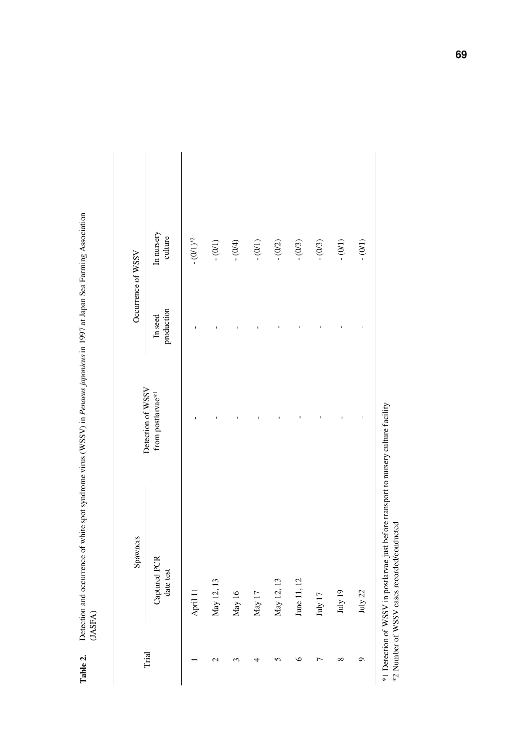**Table 2.** Detection and occurrence of white spot syndrome virus (WSSV) in *Penaeus japonicus* in 1997 at Japan Sea Farming Association (JASFA)

| Trial | Spawners | Detection of WSSV from postlarvae*1 | Occurrence of WSSV | |
|---|---|---|---|---|
| | Captured PCR date test | | In seed production | In nursery culture |
| 1 | April 11 | - | - | - (0/1)*2 |
| 2 | May 12, 13 | - | - | - (0/1) |
| 3 | May 16 | - | - | - (0/4) |
| 4 | May 17 | - | - | - (0/1) |
| 5 | May 12, 13 | - | - | - (0/2) |
| 6 | June 11, 12 | - | - | - (0/3) |
| 7 | July 17 | - | - | - (0/3) |
| 8 | July 19 | - | - | - (0/1) |
| 9 | July 22 | - | - | - (0/1) |

*1 Detection of WSSV in postlarvae just before transport to nursery culture facility
*2 Number of WSSV cases recorded/conducted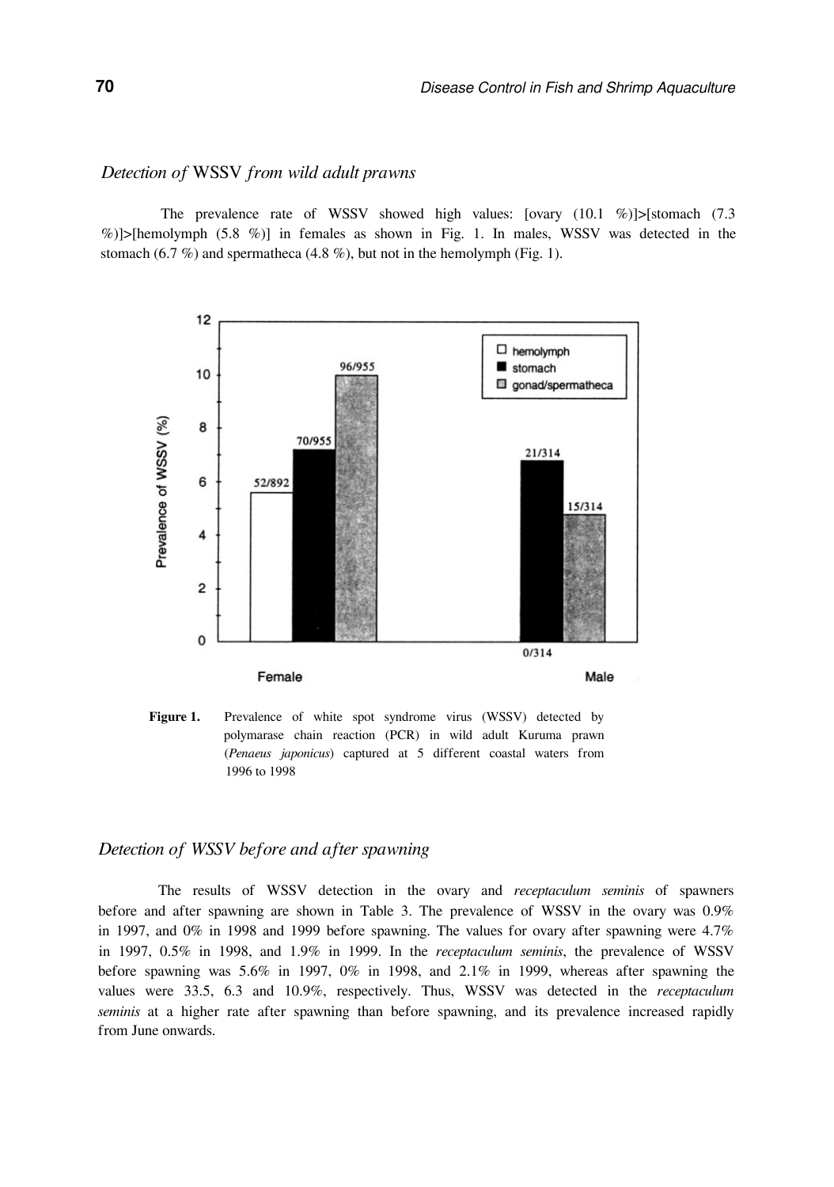### *Detection of* WSSV *from wild adult prawns*

The prevalence rate of WSSV showed high values: [ovary (10.1 %)]>[stomach (7.3 %)]>[hemolymph (5.8 %)] in females as shown in Fig. 1. In males, WSSV was detected in the stomach (6.7 %) and spermatheca (4.8 %), but not in the hemolymph (Fig. 1).

**Figure 1.** Prevalence of white spot syndrome virus (WSSV) detected by polymarase chain reaction (PCR) in wild adult Kuruma prawn (*Penaeus japonicus*) captured at 5 different coastal waters from 1996 to 1998

### *Detection of WSSV before and after spawning*

The results of WSSV detection in the ovary and *receptaculum seminis* of spawners before and after spawning are shown in Table 3. The prevalence of WSSV in the ovary was 0.9% in 1997, and 0% in 1998 and 1999 before spawning. The values for ovary after spawning were 4.7% in 1997, 0.5% in 1998, and 1.9% in 1999. In the *receptaculum seminis*, the prevalence of WSSV before spawning was 5.6% in 1997, 0% in 1998, and 2.1% in 1999, whereas after spawning the values were 33.5, 6.3 and 10.9%, respectively. Thus, WSSV was detected in the *receptaculum seminis* at a higher rate after spawning than before spawning, and its prevalence increased rapidly from June onwards.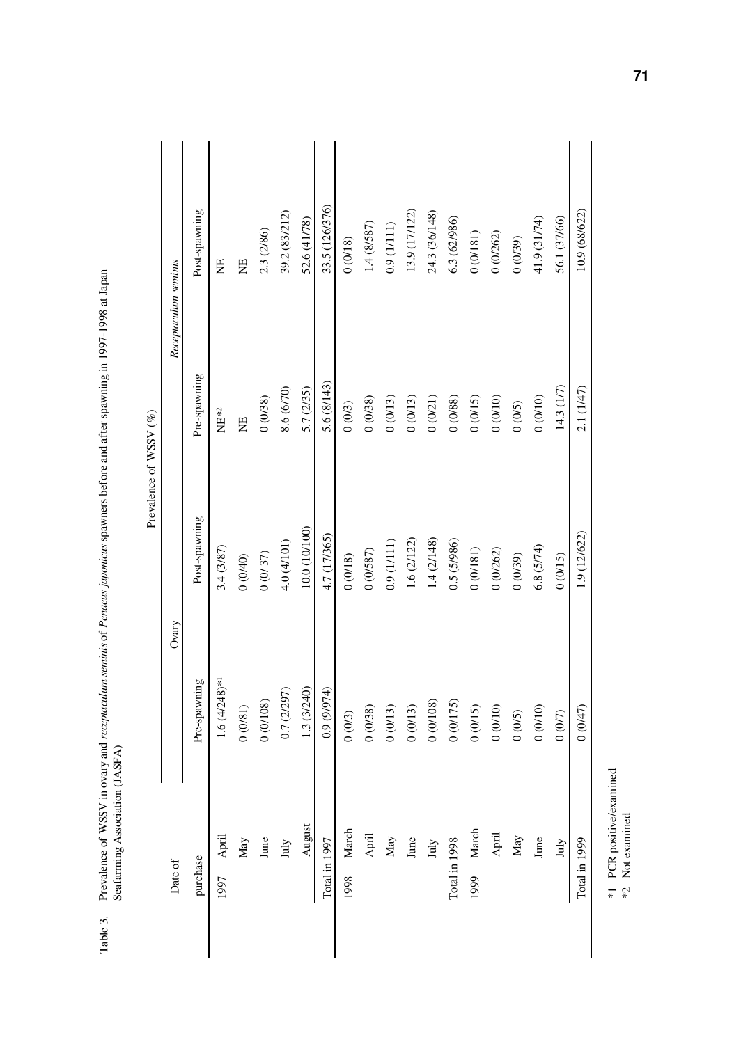Table 3. Prevalence of WSSV in ovary and *receptaculum seminis* of *Penaeus japonicus* spawners before and after spawning in 1997-1998 at Japan Seafarming Association (JASFA)

| Date of purchase | | Prevalence of WSSV (%) | | | |
|---|---|---|---|---|---|
| | | Ovary | | *Receptaculum seminis* | |
| | | Pre-spawning | Post-spawning | Pre-spawning | Post-spawning |
| 1997 | April | 1.6 (4/248)*1 | 3.4 (3/87) | NE*2 | NE |
| | May | 0 (0/81) | 0 (0/40) | NE | NE |
| | June | 0 (0/108) | 0 (0/ 37) | 0 (0/38) | 2.3 (2/86) |
| | July | 0.7 (2/297) | 4.0 (4/101) | 8.6 (6/70) | 39.2 (83/212) |
| | August | 1.3 (3/240) | 10.0 (10/100) | 5.7 (2/35) | 52.6 (41/78) |
| Total in 1997 | | 0.9 (9/974) | 4.7 (17/365) | 5.6 (8/143) | 33.5 (126/376) |
| 1998 | March | 0 (0/3) | 0 (0/18) | 0 (0/3) | 0 (0/18) |
| | April | 0 (0/38) | 0 (0/587) | 0 (0/38) | 1.4 (8/587) |
| | May | 0 (0/13) | 0.9 (1/111) | 0 (0/13) | 0.9 (1/111) |
| | June | 0 (0/13) | 1.6 (2/122) | 0 (0/13) | 13.9 (17/122) |
| | July | 0 (0/108) | 1.4 (2/148) | 0 (0/21) | 24.3 (36/148) |
| Total in 1998 | | 0 (0/175) | 0.5 (5/986) | 0 (0/88) | 6.3 (62/986) |
| 1999 | March | 0 (0/15) | 0 (0/181) | 0 (0/15) | 0 (0/181) |
| | April | 0 (0/10) | 0 (0/262) | 0 (0/10) | 0 (0/262) |
| | May | 0 (0/5) | 0 (0/39) | 0 (0/5) | 0 (0/39) |
| | June | 0 (0/10) | 6.8 (5/74) | 0 (0/10) | 41.9 (31/74) |
| | July | 0 (0/7) | 0 (0/15) | 14.3 (1/7) | 56.1 (37/66) |
| Total in 1999 | | 0 (0/47) | 1.9 (12/622) | 2.1 (1/47) | 10.9 (68/622) |

*1 PCR positive/examined
*2 Not examined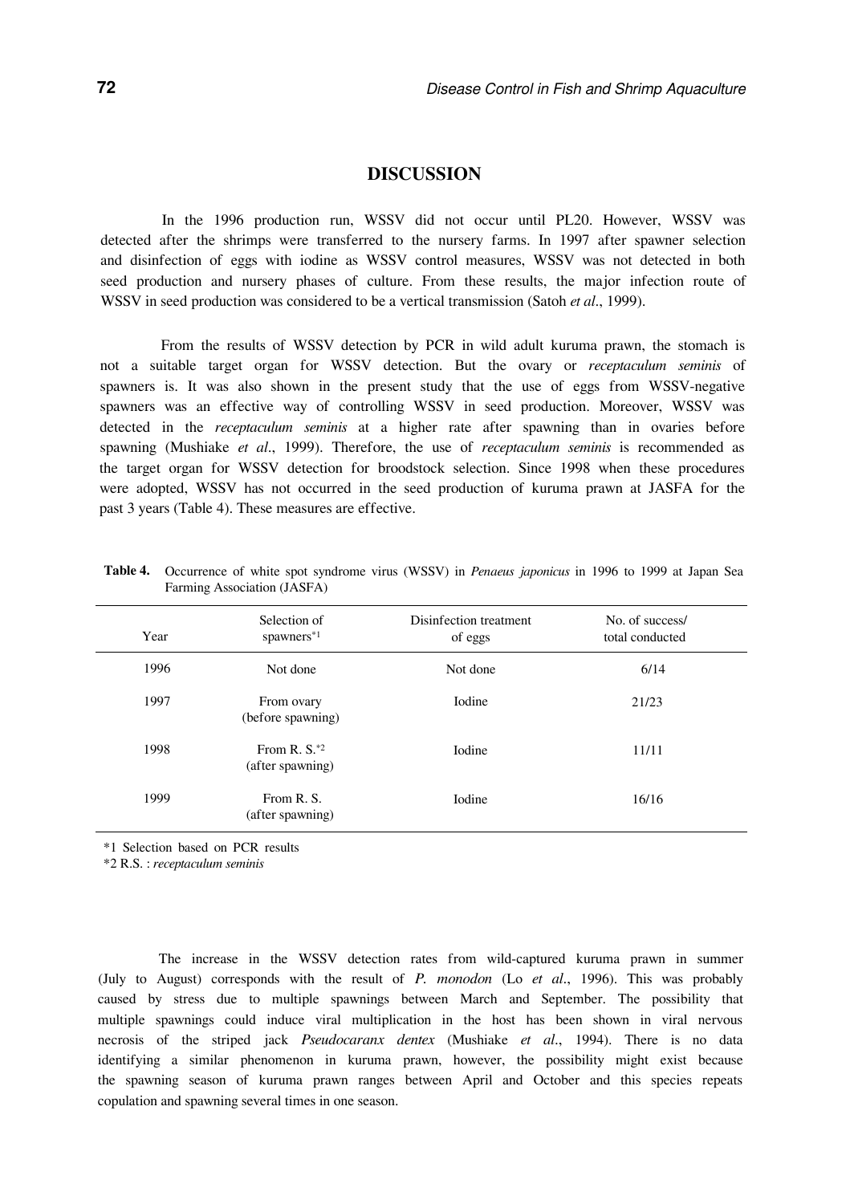## DISCUSSION

In the 1996 production run, WSSV did not occur until PL20. However, WSSV was detected after the shrimps were transferred to the nursery farms. In 1997 after spawner selection and disinfection of eggs with iodine as WSSV control measures, WSSV was not detected in both seed production and nursery phases of culture. From these results, the major infection route of WSSV in seed production was considered to be a vertical transmission (Satoh *et al*., 1999).

From the results of WSSV detection by PCR in wild adult kuruma prawn, the stomach is not a suitable target organ for WSSV detection. But the ovary or *receptaculum seminis* of spawners is. It was also shown in the present study that the use of eggs from WSSV-negative spawners was an effective way of controlling WSSV in seed production. Moreover, WSSV was detected in the *receptaculum seminis* at a higher rate after spawning than in ovaries before spawning (Mushiake *et al*., 1999). Therefore, the use of *receptaculum seminis* is recommended as the target organ for WSSV detection for broodstock selection. Since 1998 when these procedures were adopted, WSSV has not occurred in the seed production of kuruma prawn at JASFA for the past 3 years (Table 4). These measures are effective.

**Table 4.** Occurrence of white spot syndrome virus (WSSV) in *Penaeus japonicus* in 1996 to 1999 at Japan Sea Farming Association (JASFA)

| Year | Selection of spawners*1 | Disinfection treatment of eggs | No. of success/ total conducted |
|---|---|---|---|
| 1996 | Not done | Not done | 6/14 |
| 1997 | From ovary (before spawning) | Iodine | 21/23 |
| 1998 | From R. S.*2 (after spawning) | Iodine | 11/11 |
| 1999 | From R. S. (after spawning) | Iodine | 16/16 |

*1 Selection based on PCR results

*2 R.S. : *receptaculum seminis*

The increase in the WSSV detection rates from wild-captured kuruma prawn in summer (July to August) corresponds with the result of *P. monodon* (Lo *et al*., 1996). This was probably caused by stress due to multiple spawnings between March and September. The possibility that multiple spawnings could induce viral multiplication in the host has been shown in viral nervous necrosis of the striped jack *Pseudocaranx dentex* (Mushiake *et al*., 1994). There is no data identifying a similar phenomenon in kuruma prawn, however, the possibility might exist because the spawning season of kuruma prawn ranges between April and October and this species repeats copulation and spawning several times in one season.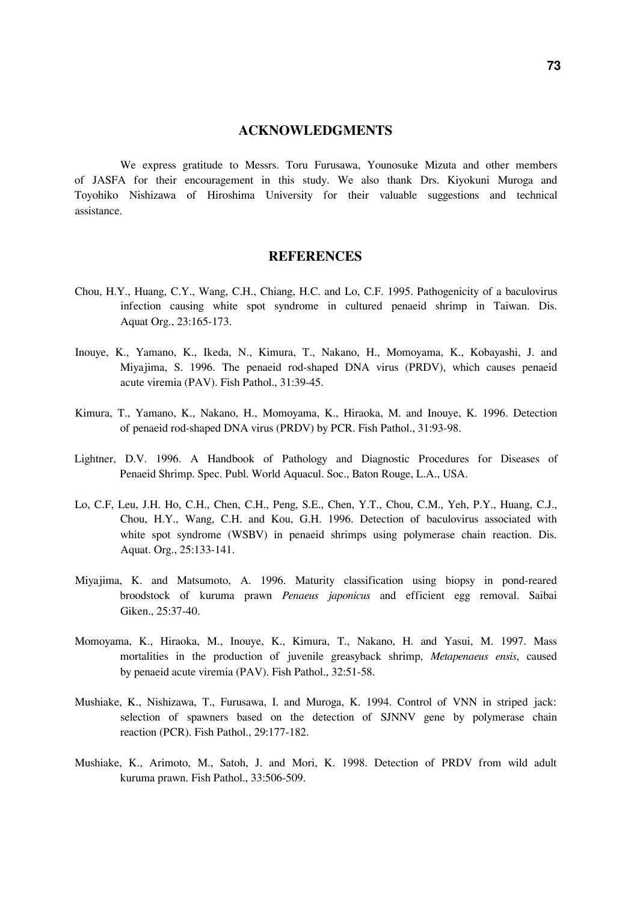## ACKNOWLEDGMENTS

We express gratitude to Messrs. Toru Furusawa, Younosuke Mizuta and other members of JASFA for their encouragement in this study. We also thank Drs. Kiyokuni Muroga and Toyohiko Nishizawa of Hiroshima University for their valuable suggestions and technical assistance.

## REFERENCES

Chou, H.Y., Huang, C.Y., Wang, C.H., Chiang, H.C. and Lo, C.F. 1995. Pathogenicity of a baculovirus infection causing white spot syndrome in cultured penaeid shrimp in Taiwan. Dis. Aquat Org., 23:165-173.

Inouye, K., Yamano, K., Ikeda, N., Kimura, T., Nakano, H., Momoyama, K., Kobayashi, J. and Miyajima, S. 1996. The penaeid rod-shaped DNA virus (PRDV), which causes penaeid acute viremia (PAV). Fish Pathol., 31:39-45.

Kimura, T., Yamano, K., Nakano, H., Momoyama, K., Hiraoka, M. and Inouye, K. 1996. Detection of penaeid rod-shaped DNA virus (PRDV) by PCR. Fish Pathol., 31:93-98.

Lightner, D.V. 1996. A Handbook of Pathology and Diagnostic Procedures for Diseases of Penaeid Shrimp. Spec. Publ. World Aquacul. Soc., Baton Rouge, L.A., USA.

Lo, C.F, Leu, J.H. Ho, C.H., Chen, C.H., Peng, S.E., Chen, Y.T., Chou, C.M., Yeh, P.Y., Huang, C.J., Chou, H.Y., Wang, C.H. and Kou, G.H. 1996. Detection of baculovirus associated with white spot syndrome (WSBV) in penaeid shrimps using polymerase chain reaction. Dis. Aquat. Org., 25:133-141.

Miyajima, K. and Matsumoto, A. 1996. Maturity classification using biopsy in pond-reared broodstock of kuruma prawn *Penaeus japonicus* and efficient egg removal. Saibai Giken., 25:37-40.

Momoyama, K., Hiraoka, M., Inouye, K., Kimura, T., Nakano, H. and Yasui, M. 1997. Mass mortalities in the production of juvenile greasyback shrimp, *Metapenaeus ensis*, caused by penaeid acute viremia (PAV). Fish Pathol., 32:51-58.

Mushiake, K., Nishizawa, T., Furusawa, I. and Muroga, K. 1994. Control of VNN in striped jack: selection of spawners based on the detection of SJNNV gene by polymerase chain reaction (PCR). Fish Pathol., 29:177-182.

Mushiake, K., Arimoto, M., Satoh, J. and Mori, K. 1998. Detection of PRDV from wild adult kuruma prawn. Fish Pathol., 33:506-509.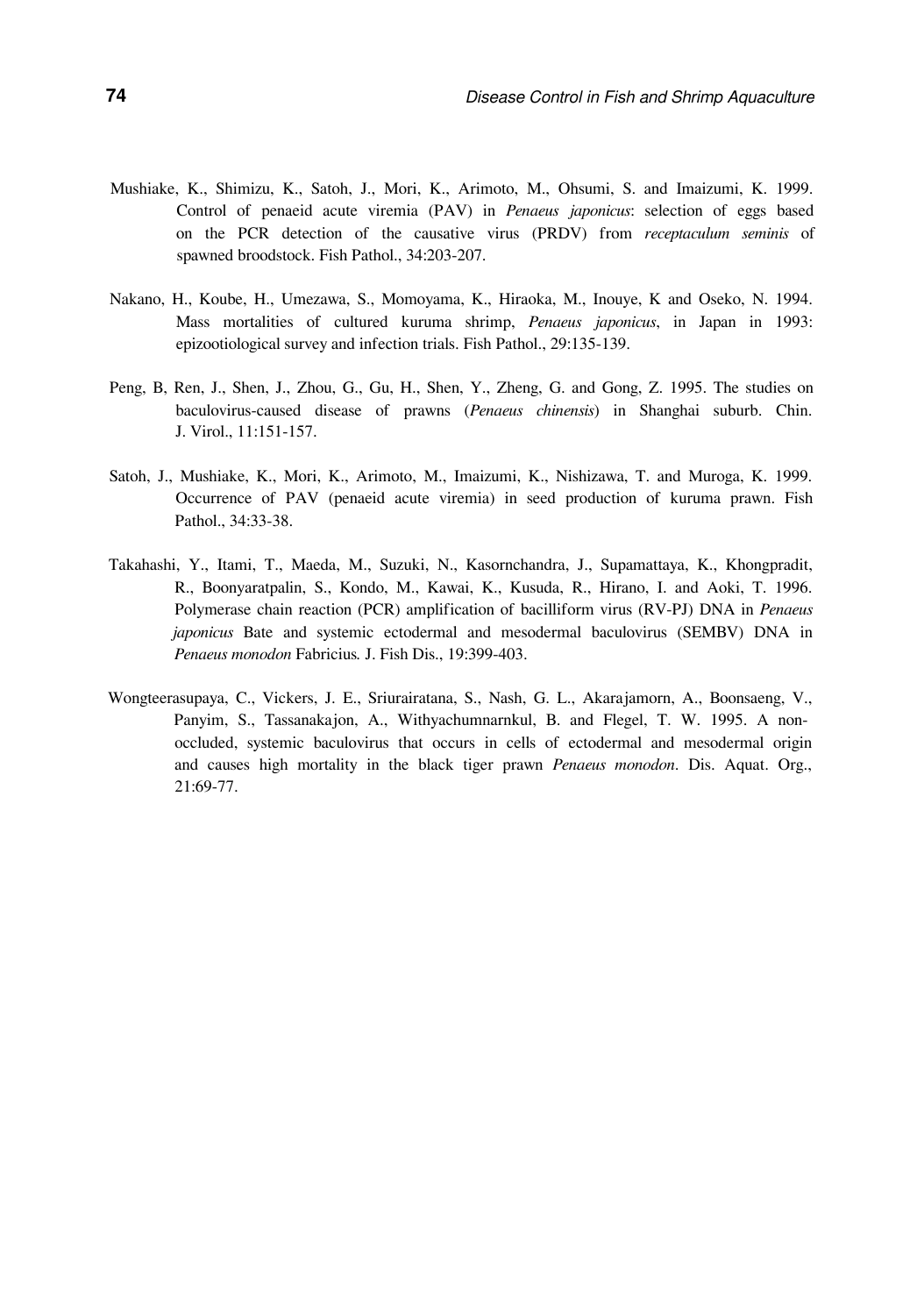Mushiake, K., Shimizu, K., Satoh, J., Mori, K., Arimoto, M., Ohsumi, S. and Imaizumi, K. 1999. Control of penaeid acute viremia (PAV) in *Penaeus japonicus*: selection of eggs based on the PCR detection of the causative virus (PRDV) from *receptaculum seminis* of spawned broodstock. Fish Pathol., 34:203-207.

Nakano, H., Koube, H., Umezawa, S., Momoyama, K., Hiraoka, M., Inouye, K and Oseko, N. 1994. Mass mortalities of cultured kuruma shrimp, *Penaeus japonicus*, in Japan in 1993: epizootiological survey and infection trials. Fish Pathol., 29:135-139.

Peng, B, Ren, J., Shen, J., Zhou, G., Gu, H., Shen, Y., Zheng, G. and Gong, Z. 1995. The studies on baculovirus-caused disease of prawns (*Penaeus chinensis*) in Shanghai suburb. Chin. J. Virol., 11:151-157.

Satoh, J., Mushiake, K., Mori, K., Arimoto, M., Imaizumi, K., Nishizawa, T. and Muroga, K. 1999. Occurrence of PAV (penaeid acute viremia) in seed production of kuruma prawn. Fish Pathol., 34:33-38.

Takahashi, Y., Itami, T., Maeda, M., Suzuki, N., Kasornchandra, J., Supamattaya, K., Khongpradit, R., Boonyaratpalin, S., Kondo, M., Kawai, K., Kusuda, R., Hirano, I. and Aoki, T. 1996. Polymerase chain reaction (PCR) amplification of bacilliform virus (RV-PJ) DNA in *Penaeus japonicus* Bate and systemic ectodermal and mesodermal baculovirus (SEMBV) DNA in *Penaeus monodon* Fabricius. J. Fish Dis., 19:399-403.

Wongteerasupaya, C., Vickers, J. E., Sriurairatana, S., Nash, G. L., Akarajamorn, A., Boonsaeng, V., Panyim, S., Tassanakajon, A., Withyachumnarnkul, B. and Flegel, T. W. 1995. A non-occluded, systemic baculovirus that occurs in cells of ectodermal and mesodermal origin and causes high mortality in the black tiger prawn *Penaeus monodon*. Dis. Aquat. Org., 21:69-77.